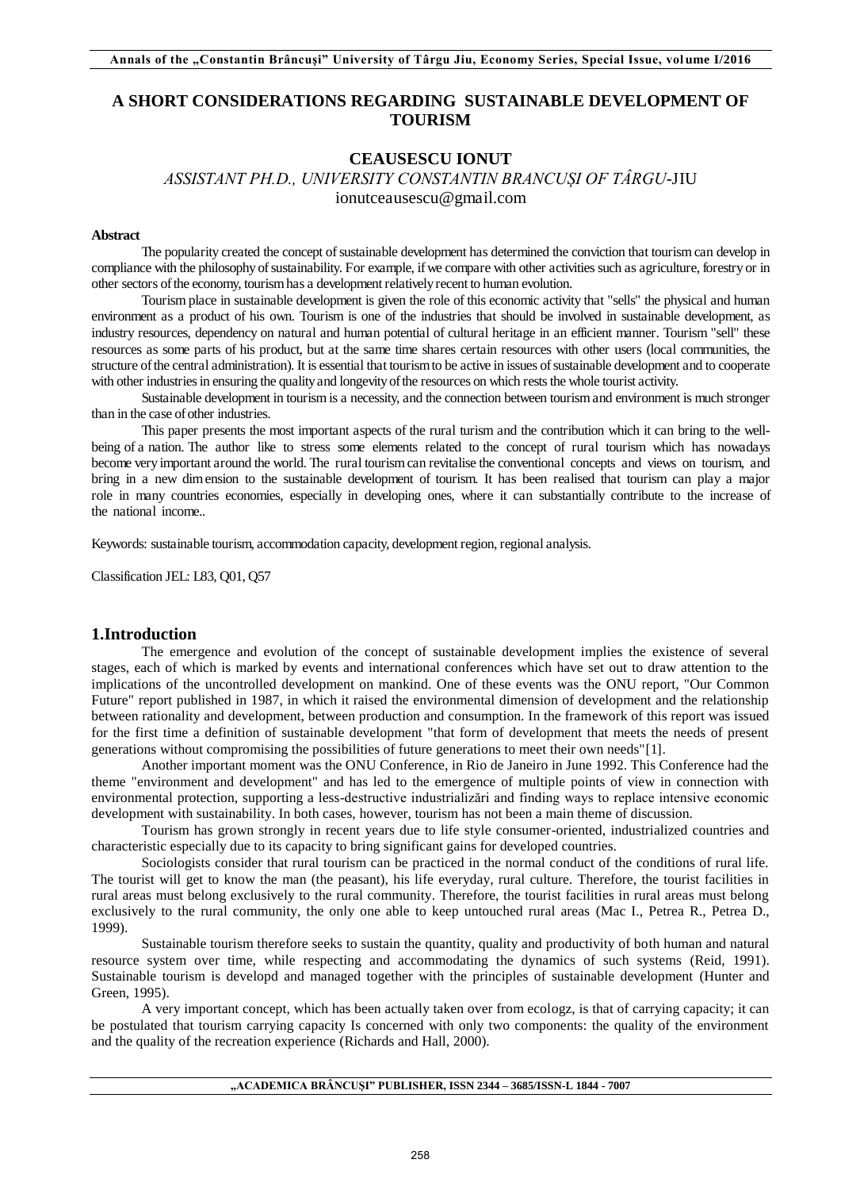# A SHORT CONSIDERATIONS REGARDING SUSTAINABLE DEVELOPMENT OF TOURISM

**CEAUSESCU IONUT**

*ASSISTANT PH.D., UNIVERSITY CONSTANTIN BRANCUȘI OF TÂRGU*-JIU
ionutceausescu@gmail.com

**Abstract**

The popularity created the concept of sustainable development has determined the conviction that tourism can develop in compliance with the philosophy of sustainability. For example, if we compare with other activities such as agriculture, forestry or in other sectors of the economy, tourism has a development relatively recent to human evolution.

Tourism place in sustainable development is given the role of this economic activity that "sells" the physical and human environment as a product of his own. Tourism is one of the industries that should be involved in sustainable development, as industry resources, dependency on natural and human potential of cultural heritage in an efficient manner. Tourism "sell" these resources as some parts of his product, but at the same time shares certain resources with other users (local communities, the structure of the central administration). It is essential that tourism to be active in issues of sustainable development and to cooperate with other industries in ensuring the quality and longevity of the resources on which rests the whole tourist activity.

Sustainable development in tourism is a necessity, and the connection between tourism and environment is much stronger than in the case of other industries.

This paper presents the most important aspects of the rural turism and the contribution which it can bring to the well-being of a nation. The author like to stress some elements related to the concept of rural tourism which has nowadays become very important around the world. The rural tourism can revitalise the conventional concepts and views on tourism, and bring in a new dimension to the sustainable development of tourism. It has been realised that tourism can play a major role in many countries economies, especially in developing ones, where it can substantially contribute to the increase of the national income..

Keywords: sustainable tourism, accommodation capacity, development region, regional analysis.

Classification JEL: L83, Q01, Q57

## 1.Introduction

The emergence and evolution of the concept of sustainable development implies the existence of several stages, each of which is marked by events and international conferences which have set out to draw attention to the implications of the uncontrolled development on mankind. One of these events was the ONU report, "Our Common Future" report published in 1987, in which it raised the environmental dimension of development and the relationship between rationality and development, between production and consumption. In the framework of this report was issued for the first time a definition of sustainable development "that form of development that meets the needs of present generations without compromising the possibilities of future generations to meet their own needs"[1].

Another important moment was the ONU Conference, in Rio de Janeiro in June 1992. This Conference had the theme "environment and development" and has led to the emergence of multiple points of view in connection with environmental protection, supporting a less-destructive industrializări and finding ways to replace intensive economic development with sustainability. In both cases, however, tourism has not been a main theme of discussion.

Tourism has grown strongly in recent years due to life style consumer-oriented, industrialized countries and characteristic especially due to its capacity to bring significant gains for developed countries.

Sociologists consider that rural tourism can be practiced in the normal conduct of the conditions of rural life. The tourist will get to know the man (the peasant), his life everyday, rural culture. Therefore, the tourist facilities in rural areas must belong exclusively to the rural community. Therefore, the tourist facilities in rural areas must belong exclusively to the rural community, the only one able to keep untouched rural areas (Mac I., Petrea R., Petrea D., 1999).

Sustainable tourism therefore seeks to sustain the quantity, quality and productivity of both human and natural resource system over time, while respecting and accommodating the dynamics of such systems (Reid, 1991). Sustainable tourism is developd and managed together with the principles of sustainable development (Hunter and Green, 1995).

A very important concept, which has been actually taken over from ecologz, is that of carrying capacity; it can be postulated that tourism carrying capacity Is concerned with only two components: the quality of the environment and the quality of the recreation experience (Richards and Hall, 2000).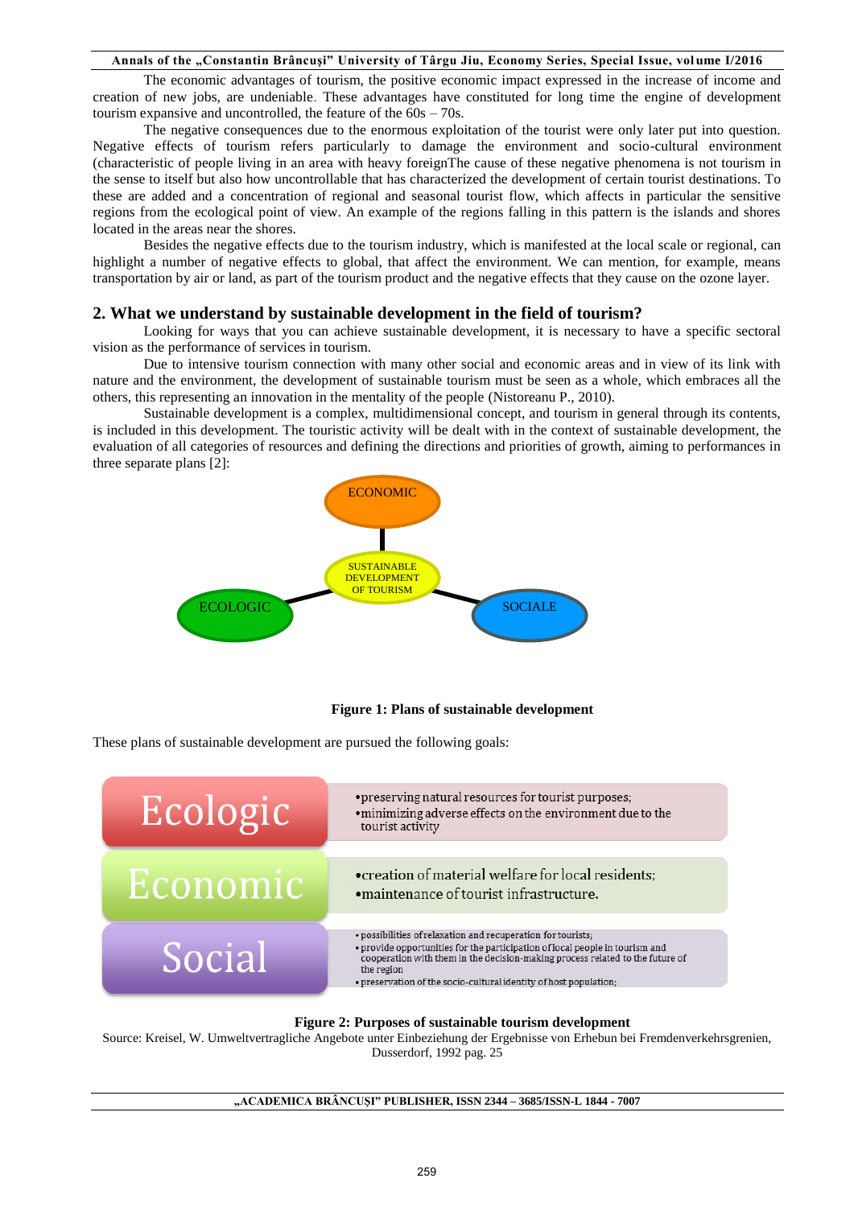The economic advantages of tourism, the positive economic impact expressed in the increase of income and creation of new jobs, are undeniable. These advantages have constituted for long time the engine of development tourism expansive and uncontrolled, the feature of the 60s – 70s.

The negative consequences due to the enormous exploitation of the tourist were only later put into question. Negative effects of tourism refers particularly to damage the environment and socio-cultural environment (characteristic of people living in an area with heavy foreignThe cause of these negative phenomena is not tourism in the sense to itself but also how uncontrollable that has characterized the development of certain tourist destinations. To these are added and a concentration of regional and seasonal tourist flow, which affects in particular the sensitive regions from the ecological point of view. An example of the regions falling in this pattern is the islands and shores located in the areas near the shores.

Besides the negative effects due to the tourism industry, which is manifested at the local scale or regional, can highlight a number of negative effects to global, that affect the environment. We can mention, for example, means transportation by air or land, as part of the tourism product and the negative effects that they cause on the ozone layer.

## 2. What we understand by sustainable development in the field of tourism?

Looking for ways that you can achieve sustainable development, it is necessary to have a specific sectoral vision as the performance of services in tourism.

Due to intensive tourism connection with many other social and economic areas and in view of its link with nature and the environment, the development of sustainable tourism must be seen as a whole, which embraces all the others, this representing an innovation in the mentality of the people (Nistoreanu P., 2010).

Sustainable development is a complex, multidimensional concept, and tourism in general through its contents, is included in this development. The touristic activity will be dealt with in the context of sustainable development, the evaluation of all categories of resources and defining the directions and priorities of growth, aiming to performances in three separate plans [2]:

ECONOMIC

SUSTAINABLE DEVELOPMENT OF TOURISM

ECOLOGIC

SOCIALE

**Figure 1: Plans of sustainable development**

These plans of sustainable development are pursued the following goals:

| | |
|---|---|
| Ecologic | • preserving natural resources for tourist purposes;<br>• minimizing adverse effects on the environment due to the tourist activity |
| Economic | • creation of material welfare for local residents;<br>• maintenance of tourist infrastructure. |
| Social | • possibilities of relaxation and recuperation for tourists;<br>• provide opportunities for the participation of local people in tourism and cooperation with them in the decision-making process related to the future of the region<br>• preservation of the socio-cultural identity of host population; |

**Figure 2: Purposes of sustainable tourism development**

Source: Kreisel, W. Umweltvertragliche Angebote unter Einbeziehung der Ergebnisse von Erhebun bei Fremdenverkehrsgrenien, Dusserdorf, 1992 pag. 25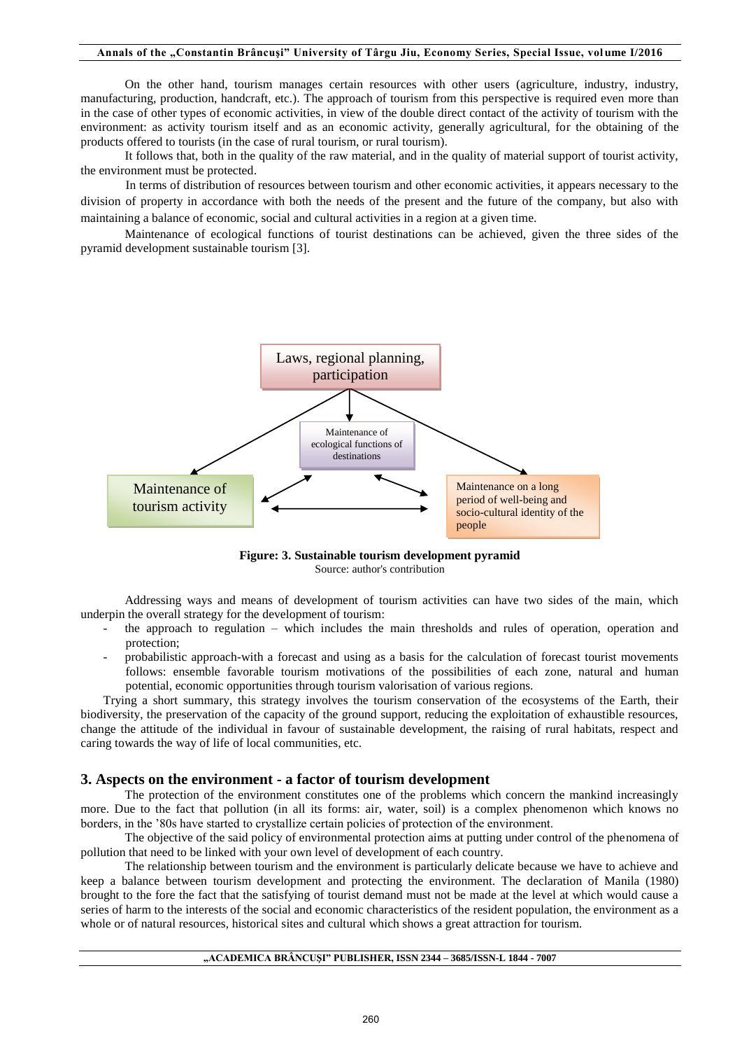On the other hand, tourism manages certain resources with other users (agriculture, industry, industry, manufacturing, production, handcraft, etc.). The approach of tourism from this perspective is required even more than in the case of other types of economic activities, in view of the double direct contact of the activity of tourism with the environment: as activity tourism itself and as an economic activity, generally agricultural, for the obtaining of the products offered to tourists (in the case of rural tourism, or rural tourism).

It follows that, both in the quality of the raw material, and in the quality of material support of tourist activity, the environment must be protected.

In terms of distribution of resources between tourism and other economic activities, it appears necessary to the division of property in accordance with both the needs of the present and the future of the company, but also with maintaining a balance of economic, social and cultural activities in a region at a given time.

Maintenance of ecological functions of tourist destinations can be achieved, given the three sides of the pyramid development sustainable tourism [3].

Laws, regional planning, participation

Maintenance of ecological functions of destinations

Maintenance of tourism activity

Maintenance on a long period of well-being and socio-cultural identity of the people

**Figure: 3. Sustainable tourism development pyramid**
Source: author's contribution

Addressing ways and means of development of tourism activities can have two sides of the main, which underpin the overall strategy for the development of tourism:

- the approach to regulation – which includes the main thresholds and rules of operation, operation and protection;
- probabilistic approach-with a forecast and using as a basis for the calculation of forecast tourist movements follows: ensemble favorable tourism motivations of the possibilities of each zone, natural and human potential, economic opportunities through tourism valorisation of various regions.

Trying a short summary, this strategy involves the tourism conservation of the ecosystems of the Earth, their biodiversity, the preservation of the capacity of the ground support, reducing the exploitation of exhaustible resources, change the attitude of the individual in favour of sustainable development, the raising of rural habitats, respect and caring towards the way of life of local communities, etc.

## 3. Aspects on the environment - a factor of tourism development

The protection of the environment constitutes one of the problems which concern the mankind increasingly more. Due to the fact that pollution (in all its forms: air, water, soil) is a complex phenomenon which knows no borders, in the '80s have started to crystallize certain policies of protection of the environment.

The objective of the said policy of environmental protection aims at putting under control of the phenomena of pollution that need to be linked with your own level of development of each country.

The relationship between tourism and the environment is particularly delicate because we have to achieve and keep a balance between tourism development and protecting the environment. The declaration of Manila (1980) brought to the fore the fact that the satisfying of tourist demand must not be made at the level at which would cause a series of harm to the interests of the social and economic characteristics of the resident population, the environment as a whole or of natural resources, historical sites and cultural which shows a great attraction for tourism.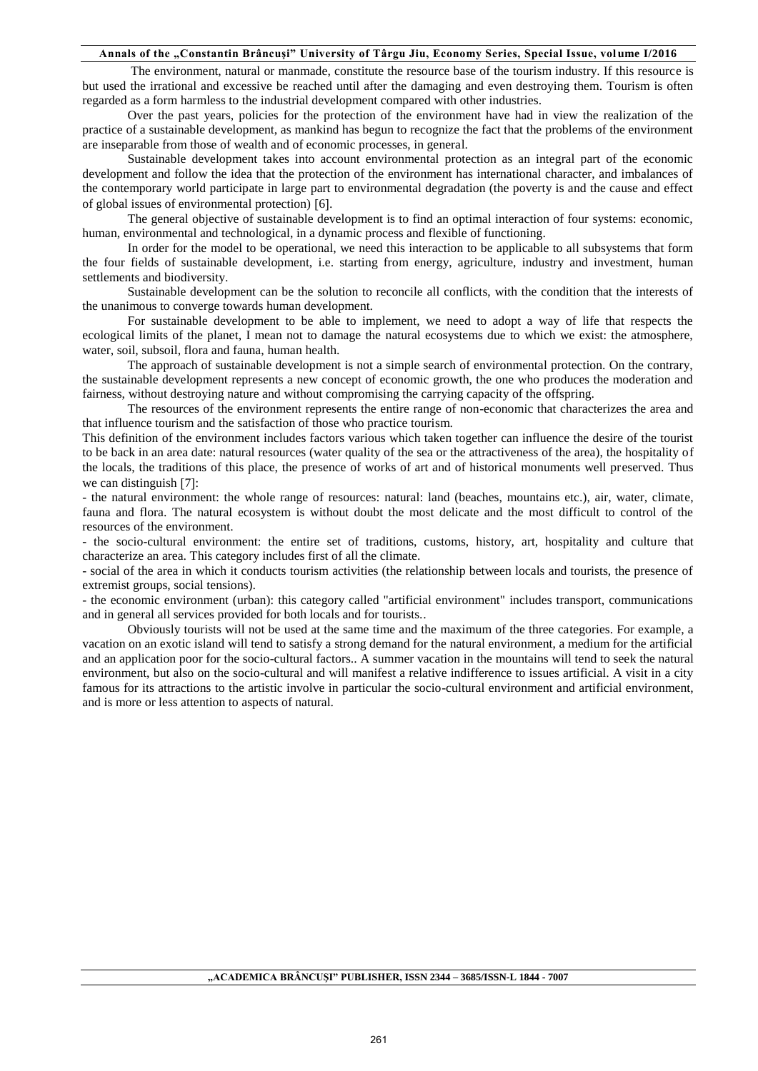The environment, natural or manmade, constitute the resource base of the tourism industry. If this resource is but used the irrational and excessive be reached until after the damaging and even destroying them. Tourism is often regarded as a form harmless to the industrial development compared with other industries.

Over the past years, policies for the protection of the environment have had in view the realization of the practice of a sustainable development, as mankind has begun to recognize the fact that the problems of the environment are inseparable from those of wealth and of economic processes, in general.

Sustainable development takes into account environmental protection as an integral part of the economic development and follow the idea that the protection of the environment has international character, and imbalances of the contemporary world participate in large part to environmental degradation (the poverty is and the cause and effect of global issues of environmental protection) [6].

The general objective of sustainable development is to find an optimal interaction of four systems: economic, human, environmental and technological, in a dynamic process and flexible of functioning.

In order for the model to be operational, we need this interaction to be applicable to all subsystems that form the four fields of sustainable development, i.e. starting from energy, agriculture, industry and investment, human settlements and biodiversity.

Sustainable development can be the solution to reconcile all conflicts, with the condition that the interests of the unanimous to converge towards human development.

For sustainable development to be able to implement, we need to adopt a way of life that respects the ecological limits of the planet, I mean not to damage the natural ecosystems due to which we exist: the atmosphere, water, soil, subsoil, flora and fauna, human health.

The approach of sustainable development is not a simple search of environmental protection. On the contrary, the sustainable development represents a new concept of economic growth, the one who produces the moderation and fairness, without destroying nature and without compromising the carrying capacity of the offspring.

The resources of the environment represents the entire range of non-economic that characterizes the area and that influence tourism and the satisfaction of those who practice tourism.

This definition of the environment includes factors various which taken together can influence the desire of the tourist to be back in an area date: natural resources (water quality of the sea or the attractiveness of the area), the hospitality of the locals, the traditions of this place, the presence of works of art and of historical monuments well preserved. Thus we can distinguish [7]:

- the natural environment: the whole range of resources: natural: land (beaches, mountains etc.), air, water, climate, fauna and flora. The natural ecosystem is without doubt the most delicate and the most difficult to control of the resources of the environment.
- the socio-cultural environment: the entire set of traditions, customs, history, art, hospitality and culture that characterize an area. This category includes first of all the climate.
- social of the area in which it conducts tourism activities (the relationship between locals and tourists, the presence of extremist groups, social tensions).
- the economic environment (urban): this category called "artificial environment" includes transport, communications and in general all services provided for both locals and for tourists..

Obviously tourists will not be used at the same time and the maximum of the three categories. For example, a vacation on an exotic island will tend to satisfy a strong demand for the natural environment, a medium for the artificial and an application poor for the socio-cultural factors.. A summer vacation in the mountains will tend to seek the natural environment, but also on the socio-cultural and will manifest a relative indifference to issues artificial. A visit in a city famous for its attractions to the artistic involve in particular the socio-cultural environment and artificial environment, and is more or less attention to aspects of natural.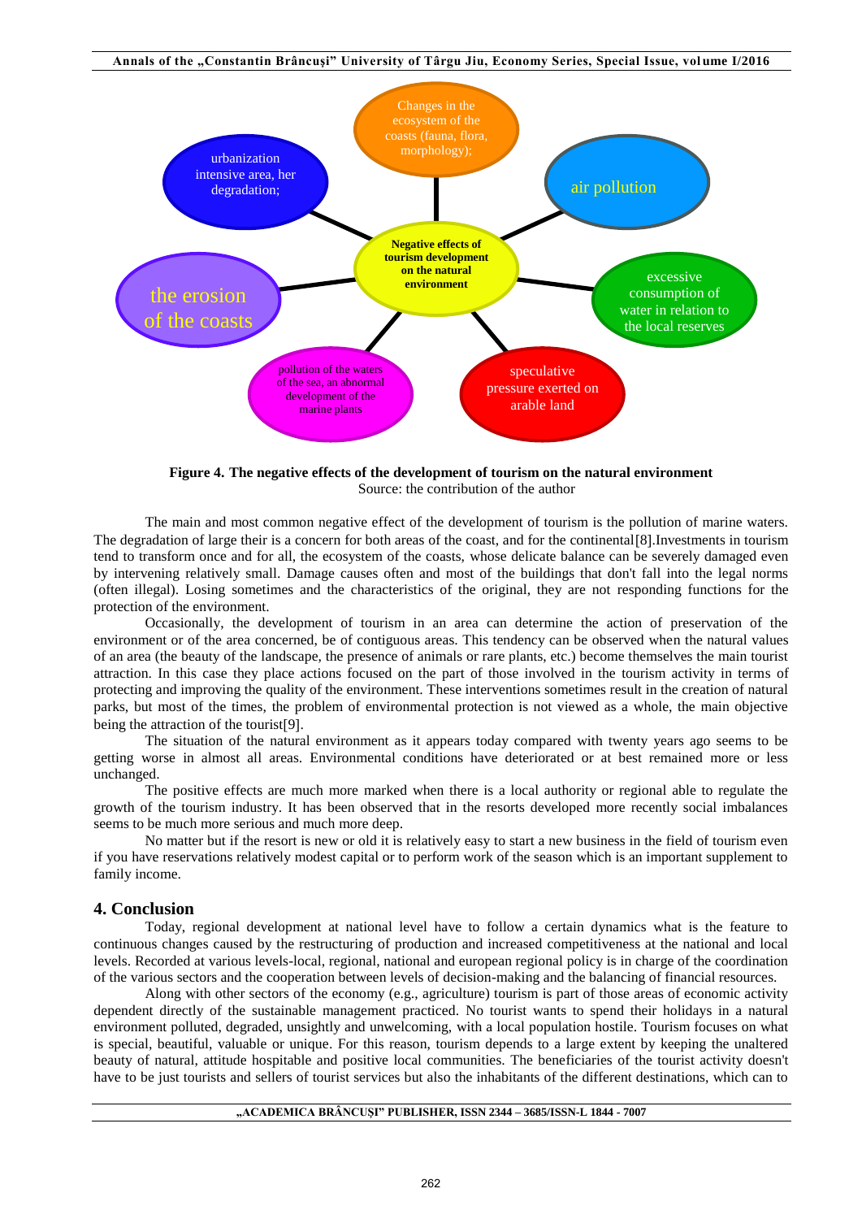Figure 4. The negative effects of the development of tourism on the natural environment

Source: the contribution of the author

The main and most common negative effect of the development of tourism is the pollution of marine waters. The degradation of large their is a concern for both areas of the coast, and for the continental[8].Investments in tourism tend to transform once and for all, the ecosystem of the coasts, whose delicate balance can be severely damaged even by intervening relatively small. Damage causes often and most of the buildings that don't fall into the legal norms (often illegal). Losing sometimes and the characteristics of the original, they are not responding functions for the protection of the environment.

Occasionally, the development of tourism in an area can determine the action of preservation of the environment or of the area concerned, be of contiguous areas. This tendency can be observed when the natural values of an area (the beauty of the landscape, the presence of animals or rare plants, etc.) become themselves the main tourist attraction. In this case they place actions focused on the part of those involved in the tourism activity in terms of protecting and improving the quality of the environment. These interventions sometimes result in the creation of natural parks, but most of the times, the problem of environmental protection is not viewed as a whole, the main objective being the attraction of the tourist[9].

The situation of the natural environment as it appears today compared with twenty years ago seems to be getting worse in almost all areas. Environmental conditions have deteriorated or at best remained more or less unchanged.

The positive effects are much more marked when there is a local authority or regional able to regulate the growth of the tourism industry. It has been observed that in the resorts developed more recently social imbalances seems to be much more serious and much more deep.

No matter but if the resort is new or old it is relatively easy to start a new business in the field of tourism even if you have reservations relatively modest capital or to perform work of the season which is an important supplement to family income.

## 4. Conclusion

Today, regional development at national level have to follow a certain dynamics what is the feature to continuous changes caused by the restructuring of production and increased competitiveness at the national and local levels. Recorded at various levels-local, regional, national and european regional policy is in charge of the coordination of the various sectors and the cooperation between levels of decision-making and the balancing of financial resources.

Along with other sectors of the economy (e.g., agriculture) tourism is part of those areas of economic activity dependent directly of the sustainable management practiced. No tourist wants to spend their holidays in a natural environment polluted, degraded, unsightly and unwelcoming, with a local population hostile. Tourism focuses on what is special, beautiful, valuable or unique. For this reason, tourism depends to a large extent by keeping the unaltered beauty of natural, attitude hospitable and positive local communities. The beneficiaries of the tourist activity doesn't have to be just tourists and sellers of tourist services but also the inhabitants of the different destinations, which can to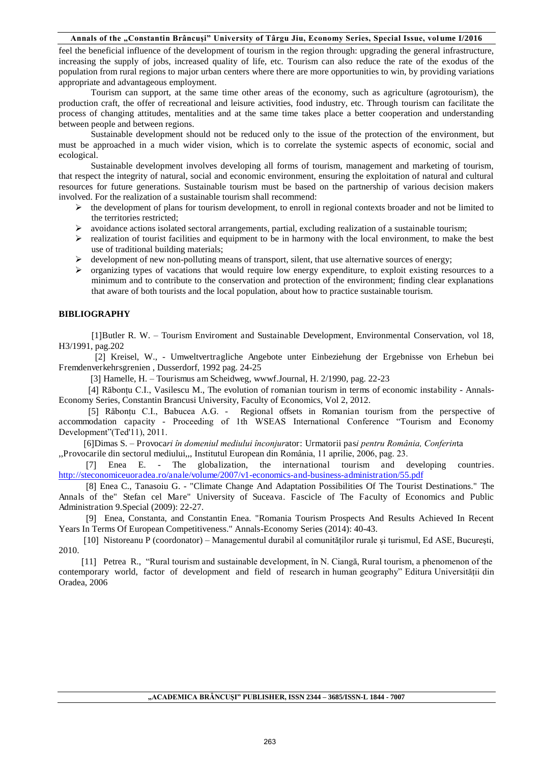feel the beneficial influence of the development of tourism in the region through: upgrading the general infrastructure, increasing the supply of jobs, increased quality of life, etc. Tourism can also reduce the rate of the exodus of the population from rural regions to major urban centers where there are more opportunities to win, by providing variations appropriate and advantageous employment.

Tourism can support, at the same time other areas of the economy, such as agriculture (agrotourism), the production craft, the offer of recreational and leisure activities, food industry, etc. Through tourism can facilitate the process of changing attitudes, mentalities and at the same time takes place a better cooperation and understanding between people and between regions.

Sustainable development should not be reduced only to the issue of the protection of the environment, but must be approached in a much wider vision, which is to correlate the systemic aspects of economic, social and ecological.

Sustainable development involves developing all forms of tourism, management and marketing of tourism, that respect the integrity of natural, social and economic environment, ensuring the exploitation of natural and cultural resources for future generations. Sustainable tourism must be based on the partnership of various decision makers involved. For the realization of a sustainable tourism shall recommend:

- the development of plans for tourism development, to enroll in regional contexts broader and not be limited to the territories restricted;
- avoidance actions isolated sectoral arrangements, partial, excluding realization of a sustainable tourism;
- realization of tourist facilities and equipment to be in harmony with the local environment, to make the best use of traditional building materials;
- development of new non-polluting means of transport, silent, that use alternative sources of energy;
- organizing types of vacations that would require low energy expenditure, to exploit existing resources to a minimum and to contribute to the conservation and protection of the environment; finding clear explanations that aware of both tourists and the local population, about how to practice sustainable tourism.

## BIBLIOGRAPHY

[1]Butler R. W. – Tourism Enviroment and Sustainable Development, Environmental Conservation, vol 18, H3/1991, pag.202

[2] Kreisel, W., - Umweltvertragliche Angebote unter Einbeziehung der Ergebnisse von Erhebun bei Fremdenverkehrsgrenien , Dusserdorf, 1992 pag. 24-25

[3] Hamelle, H. – Tourismus am Scheidweg, wwwf.Journal, H. 2/1990, pag. 22-23

[4] Răbonțu C.I., Vasilescu M., The evolution of romanian tourism in terms of economic instability - Annals-Economy Series, Constantin Brancusi University, Faculty of Economics, Vol 2, 2012.

[5] Răbonțu C.I., Babucea A.G. - Regional offsets in Romanian tourism from the perspective of accommodation capacity - Proceeding of 1th WSEAS International Conference "Tourism and Economy Development"(Ted'11), 2011.

[6]Dimas S. – Provoca*ri în domeniul mediului înconjur*ator: Urmatorii pas*i pentru România, Conferin*ta ,,Provocarile din sectorul mediului,,, Institutul European din România, 11 aprilie, 2006, pag. 23.

[7] Enea E. - The globalization, the international tourism and developing countries. http://steconomiceuoradea.ro/anale/volume/2007/v1-economics-and-business-administration/55.pdf

[8] Enea C., Tanasoiu G. - "Climate Change And Adaptation Possibilities Of The Tourist Destinations." The Annals of the" Stefan cel Mare" University of Suceava. Fascicle of The Faculty of Economics and Public Administration 9.Special (2009): 22-27.

[9] Enea, Constanta, and Constantin Enea. "Romania Tourism Prospects And Results Achieved In Recent Years In Terms Of European Competitiveness." Annals-Economy Series (2014): 40-43.

[10] Nistoreanu P (coordonator) – Managementul durabil al comunităților rurale şi turismul, Ed ASE, Bucureşti, 2010.

[11] Petrea R., "Rural tourism and sustainable development, în N. Ciangă, Rural tourism, a phenomenon of the contemporary world, factor of development and field of research in human geography" Editura Universității din Oradea, 2006